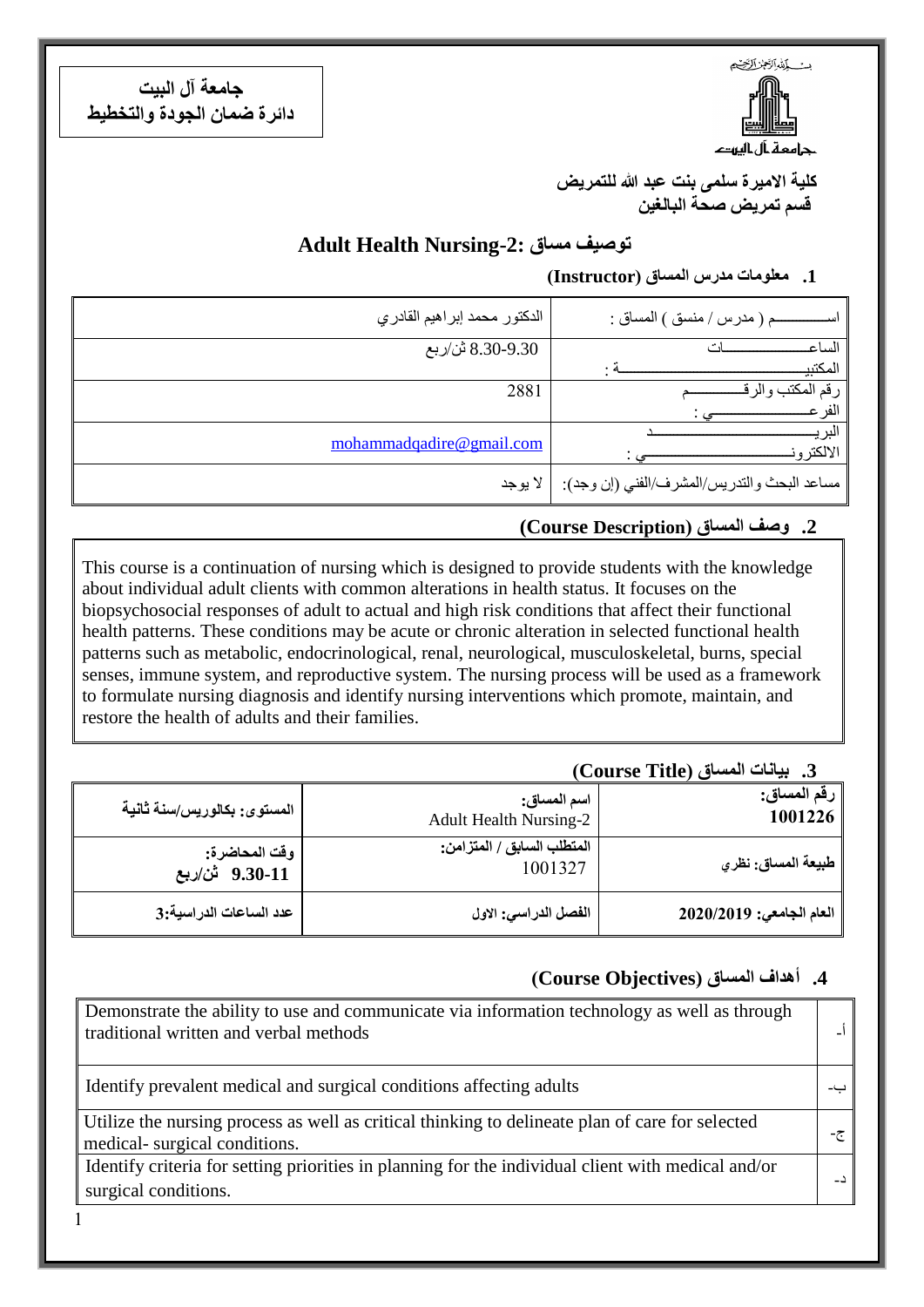**جامعة آل البيت**
**دائرة ضمان الجودة والتخطيط**

جامعة آل البيت

**كلية الاميرة سلمى بنت عبد الله للتمريض**
**قسم تمريض صحة البالغين**

# توصيف مساق :Adult Health Nursing-2

## 1. معلومات مدرس المساق (Instructor)

| | |
|---|---|
| اســـــــــم ( مدرس / منسق ) المساق : | الدكتور محمد إبراهيم القادري |
| الساعـــــــــــــــات المكتبيـــــــــــــــــــــــة : | 8.30-9.30 ثن/ربع |
| رقم المكتب والرقـــــــــم الفرعـــــــــــــي : | 2881 |
| البريــــــــــــــــــــــــد الالكترونـــــــــــــــــــي : | mohammadqadire@gmail.com |
| مساعد البحث والتدريس/المشرف/الفني (إن وجد): | لا يوجد |

## 2. وصف المساق (Course Description)

This course is a continuation of nursing which is designed to provide students with the knowledge about individual adult clients with common alterations in health status. It focuses on the biopsychosocial responses of adult to actual and high risk conditions that affect their functional health patterns. These conditions may be acute or chronic alteration in selected functional health patterns such as metabolic, endocrinological, renal, neurological, musculoskeletal, burns, special senses, immune system, and reproductive system. The nursing process will be used as a framework to formulate nursing diagnosis and identify nursing interventions which promote, maintain, and restore the health of adults and their families.

## 3. بيانات المساق (Course Title)

| رقم المساق: 1001226 | اسم المساق: Adult Health Nursing-2 | المستوى: بكالوريس/سنة ثانية |
|---|---|---|
| طبيعة المساق: نظري | المتطلب السابق / المتزامن: 1001327 | وقت المحاضرة: 9.30-11 ثن/ربع |
| العام الجامعي: 2020/2019 | الفصل الدراسي: الاول | عدد الساعات الدراسية:3 |

## 4. أهداف المساق (Course Objectives)

| | |
|---|---|
| أ- | Demonstrate the ability to use and communicate via information technology as well as through traditional written and verbal methods |
| ب- | Identify prevalent medical and surgical conditions affecting adults |
| ج- | Utilize the nursing process as well as critical thinking to delineate plan of care for selected medical- surgical conditions. |
| د- | Identify criteria for setting priorities in planning for the individual client with medical and/or surgical conditions. |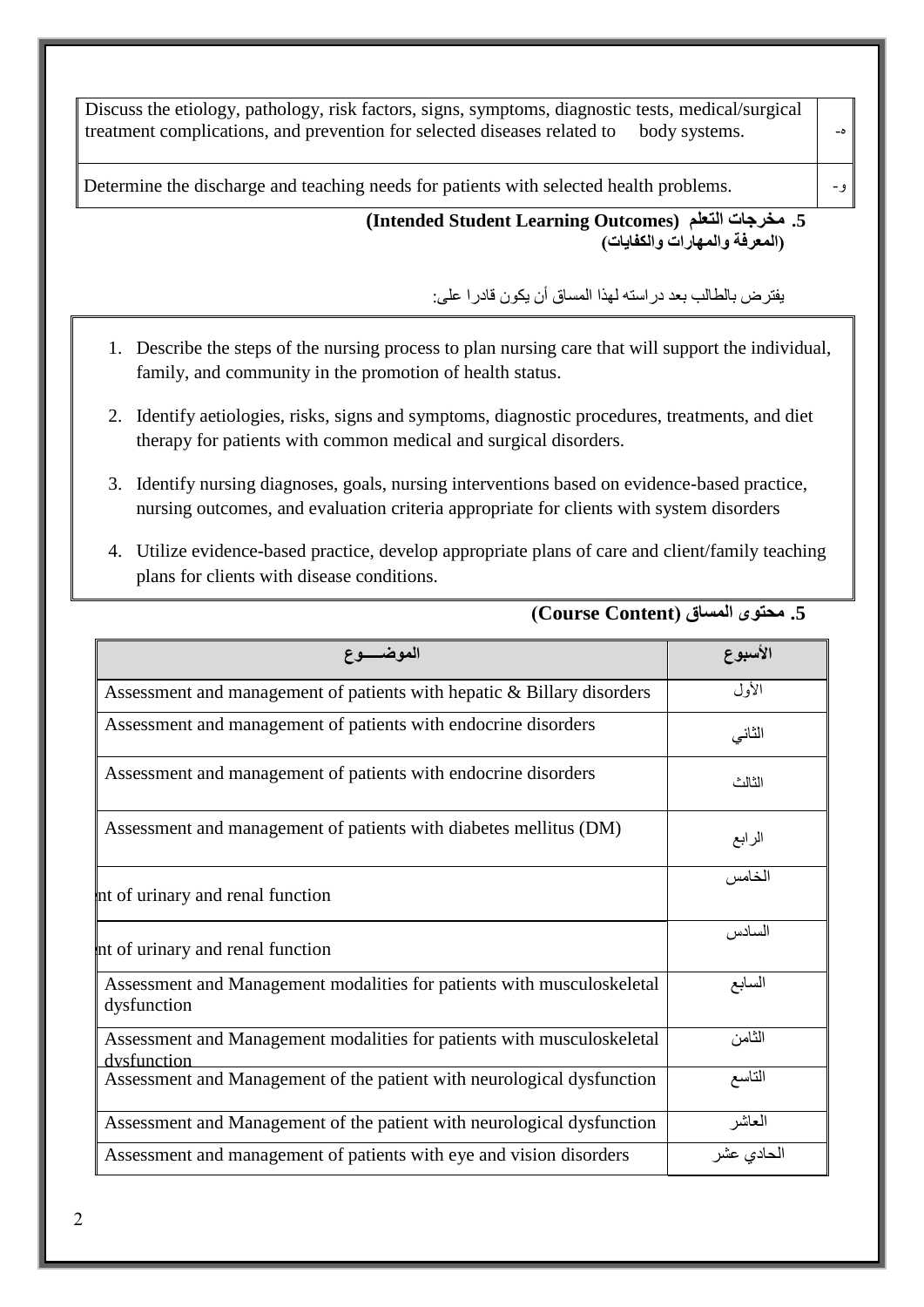| | |
|---|---|
| Discuss the etiology, pathology, risk factors, signs, symptoms, diagnostic tests, medical/surgical treatment complications, and prevention for selected diseases related to body systems. | هـ- |
| Determine the discharge and teaching needs for patients with selected health problems. | و- |

### 5. مخرجات التعلم (Intended Student Learning Outcomes)
**(المعرفة والمهارات والكفايات)**

يفترض بالطالب بعد دراسته لهذا المساق أن يكون قادرا على:

1. Describe the steps of the nursing process to plan nursing care that will support the individual, family, and community in the promotion of health status.
2. Identify aetiologies, risks, signs and symptoms, diagnostic procedures, treatments, and diet therapy for patients with common medical and surgical disorders.
3. Identify nursing diagnoses, goals, nursing interventions based on evidence-based practice, nursing outcomes, and evaluation criteria appropriate for clients with system disorders
4. Utilize evidence-based practice, develop appropriate plans of care and client/family teaching plans for clients with disease conditions.

### 5. محتوى المساق (Course Content)

| الموضـــــوع | الأسبوع |
|---|---|
| Assessment and management of patients with hepatic & Billary disorders | الأول |
| Assessment and management of patients with endocrine disorders | الثاني |
| Assessment and management of patients with endocrine disorders | الثالث |
| Assessment and management of patients with diabetes mellitus (DM) | الرابع |
| nt of urinary and renal function | الخامس |
| nt of urinary and renal function | السادس |
| Assessment and Management modalities for patients with musculoskeletal dysfunction | السابع |
| Assessment and Management modalities for patients with musculoskeletal dysfunction | الثامن |
| Assessment and Management of the patient with neurological dysfunction | التاسع |
| Assessment and Management of the patient with neurological dysfunction | العاشر |
| Assessment and management of patients with eye and vision disorders | الحادي عشر |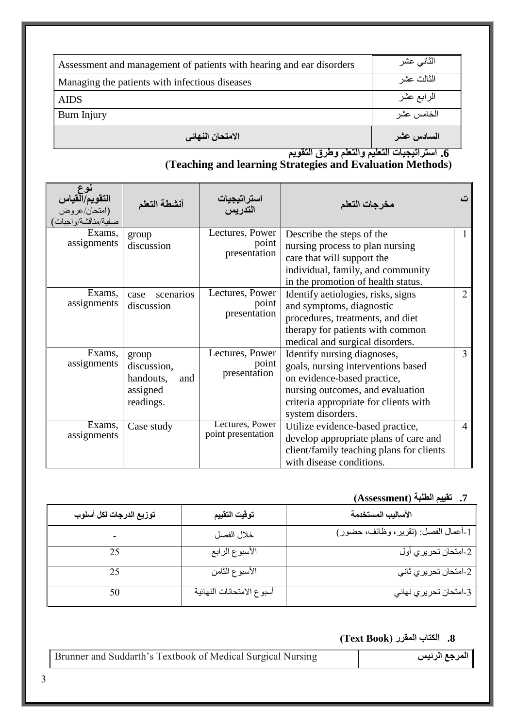| | |
|---|---|
| Assessment and management of patients with hearing and ear disorders | الثاني عشر |
| Managing the patients with infectious diseases | الثالث عشر |
| AIDS | الرابع عشر |
| Burn Injury | الخامس عشر |
| **الامتحان النهائي** | **السادس عشر** |

### 6. استراتيجيات التعليم والتعلم وطرق التقويم (Teaching and learning Strategies and Evaluation Methods)

| نوع التقويم/القياس (امتحان/عروض صفية/مناقشة/واجبات) | أنشطة التعلم | استراتيجيات التدريس | مخرجات التعلم | ت |
|---|---|---|---|---|
| Exams, assignments | group discussion | Lectures, Power point presentation | Describe the steps of the nursing process to plan nursing care that will support the individual, family, and community in the promotion of health status. | 1 |
| Exams, assignments | case scenarios discussion | Lectures, Power point presentation | Identify aetiologies, risks, signs and symptoms, diagnostic procedures, treatments, and diet therapy for patients with common medical and surgical disorders. | 2 |
| Exams, assignments | group discussion, handouts, and assigned readings. | Lectures, Power point presentation | Identify nursing diagnoses, goals, nursing interventions based on evidence-based practice, nursing outcomes, and evaluation criteria appropriate for clients with system disorders. | 3 |
| Exams, assignments | Case study | Lectures, Power point presentation | Utilize evidence-based practice, develop appropriate plans of care and client/family teaching plans for clients with disease conditions. | 4 |

### 7. تقييم الطلبة (Assessment)

| توزيع الدرجات لكل أسلوب | توقيت التقييم | الأساليب المستخدمة |
|---|---|---|
| - | خلال الفصل | 1-أعمال الفصل: (تقرير، وظائف، حضور) |
| 25 | الأسبوع الرابع | 2-امتحان تحريري أول |
| 25 | الأسبوع الثامن | 2-امتحان تحريري ثاني |
| 50 | أسبوع الامتحانات النهائية | 3-امتحان تحريري نهائي |

### 8. الكتاب المقرر (Text Book)

| | |
|---|---|
| Brunner and Suddarth's Textbook of Medical Surgical Nursing | **المرجع الرئيس** |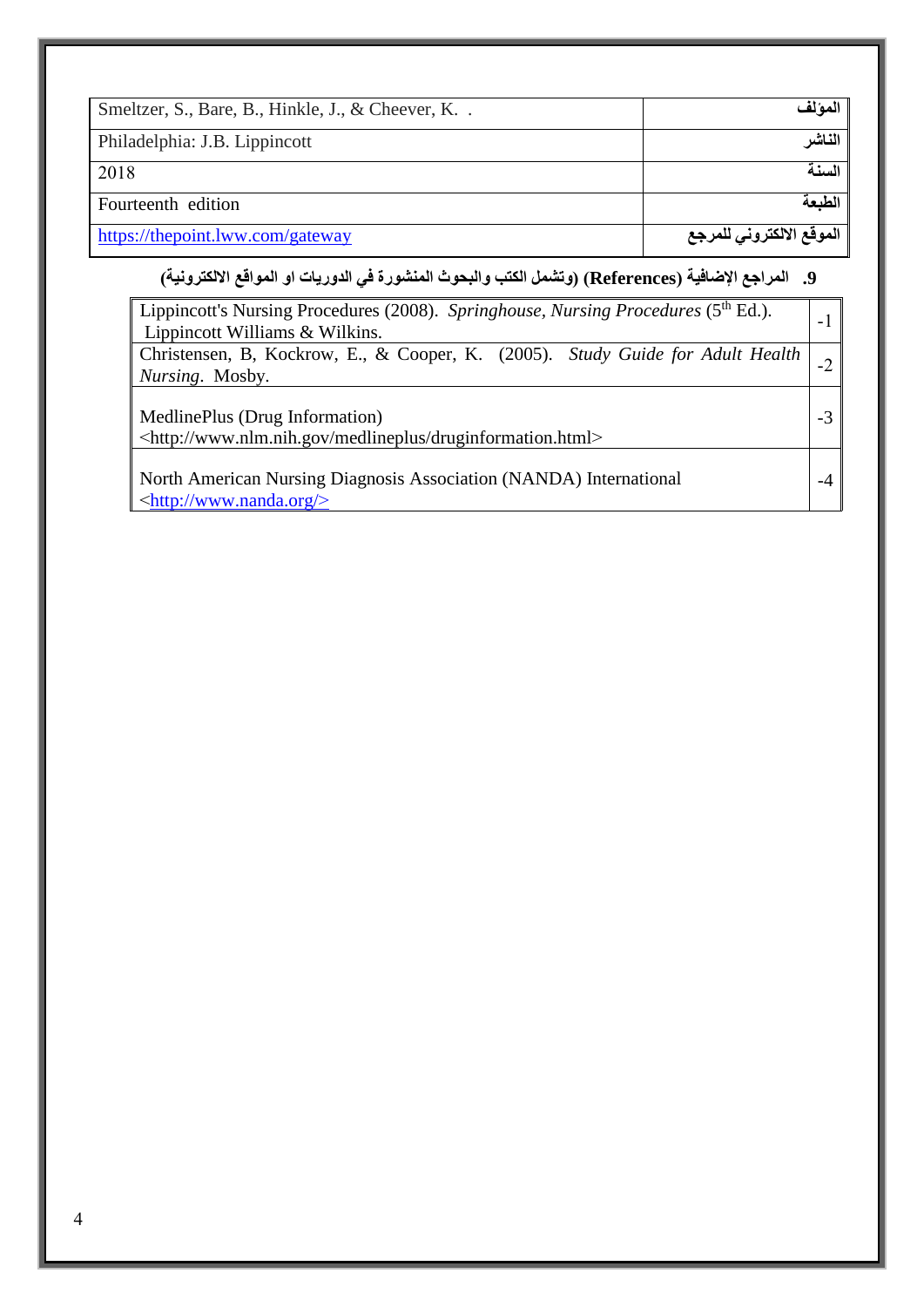| | |
|---|---|
| Smeltzer, S., Bare, B., Hinkle, J., & Cheever, K. . | المؤلف |
| Philadelphia: J.B. Lippincott | الناشر |
| 2018 | السنة |
| Fourteenth edition | الطبعة |
| https://thepoint.lww.com/gateway | الموقع الالكتروني للمرجع |

**9. المراجع الإضافية (References) (وتشمل الكتب والبحوث المنشورة في الدوريات او المواقع الالكترونية)**

| | |
|---|---|
| Lippincott's Nursing Procedures (2008). *Springhouse, Nursing Procedures* (5th Ed.). Lippincott Williams & Wilkins. | -1 |
| Christensen, B, Kockrow, E., & Cooper, K. (2005). *Study Guide for Adult Health Nursing*. Mosby. | -2 |
| MedlinePlus (Drug Information) <http://www.nlm.nih.gov/medlineplus/druginformation.html> | -3 |
| North American Nursing Diagnosis Association (NANDA) International <http://www.nanda.org/> | -4 |